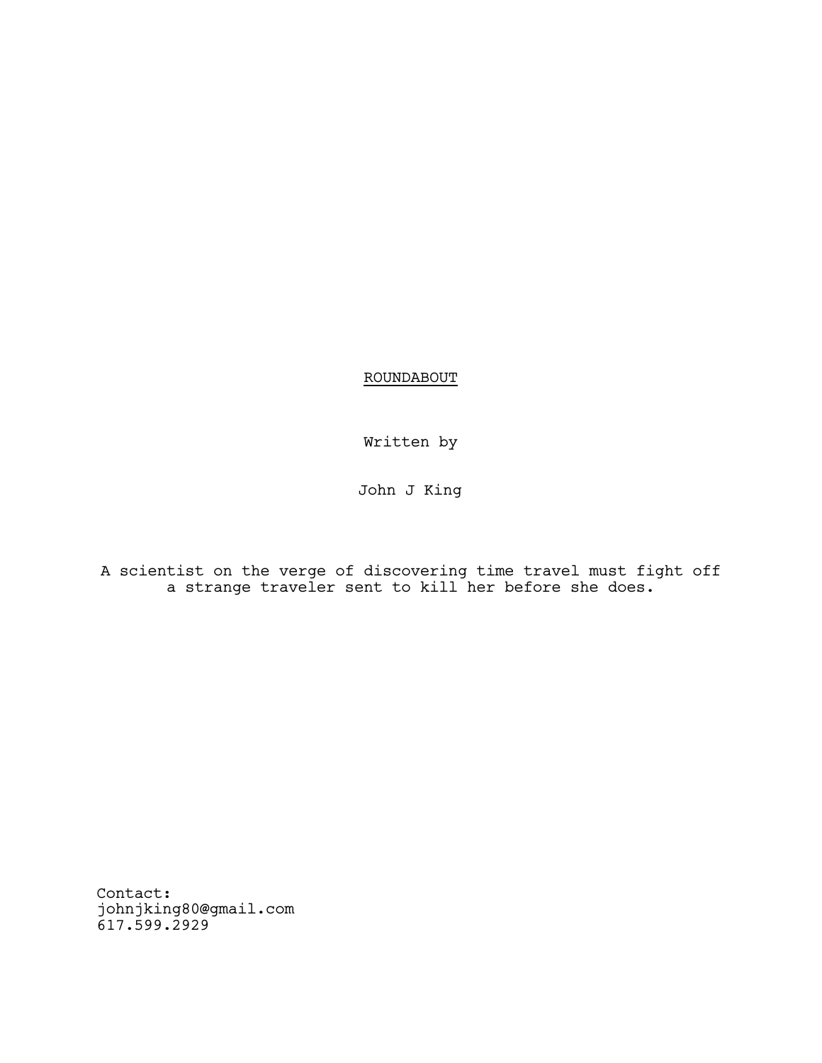# ROUNDABOUT

Written by

John J King

A scientist on the verge of discovering time travel must fight off a strange traveler sent to kill her before she does.

Contact:
johnjking80@gmail.com
617.599.2929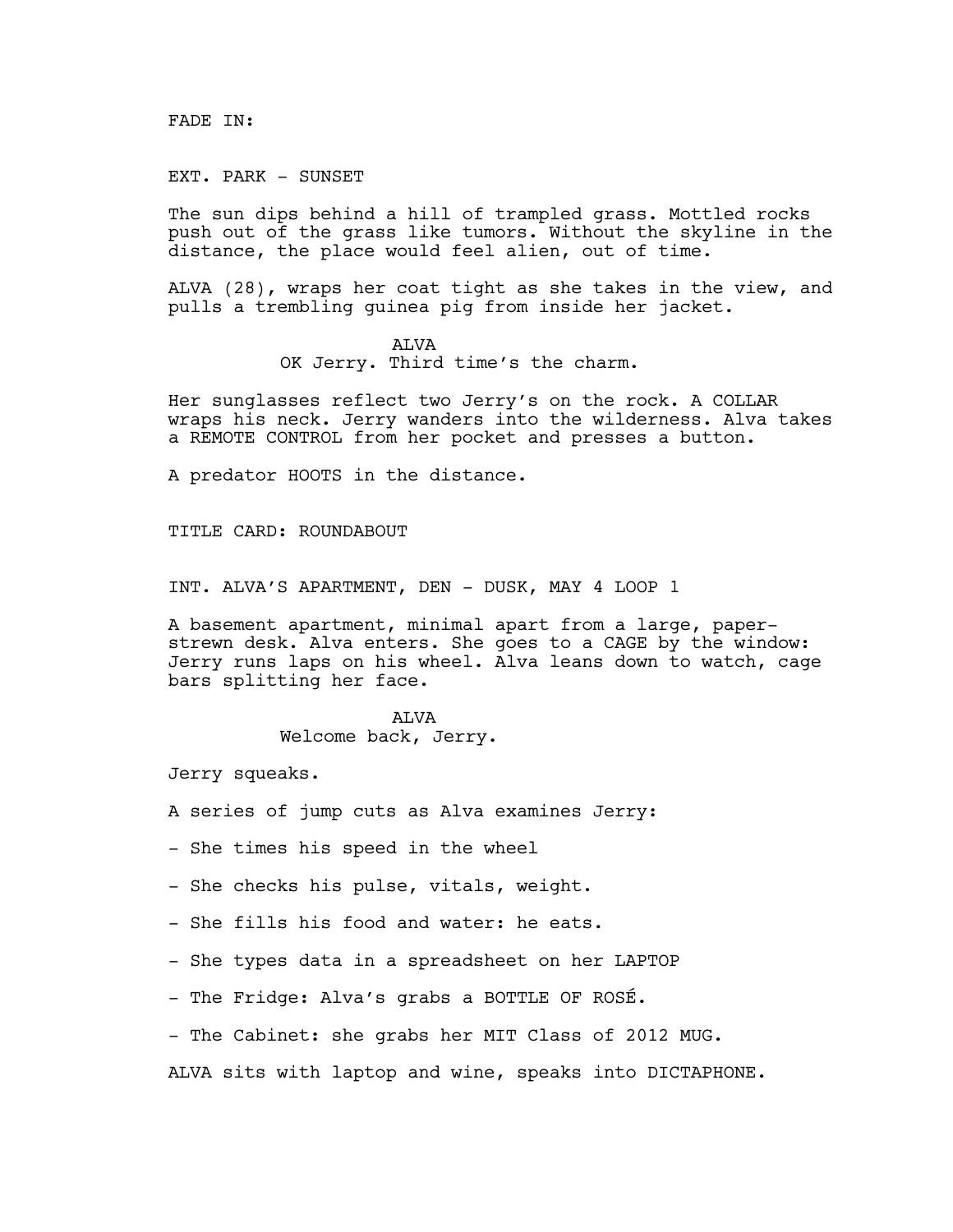FADE IN:

EXT. PARK - SUNSET

The sun dips behind a hill of trampled grass. Mottled rocks push out of the grass like tumors. Without the skyline in the distance, the place would feel alien, out of time.

ALVA (28), wraps her coat tight as she takes in the view, and pulls a trembling guinea pig from inside her jacket.

ALVA
OK Jerry. Third time's the charm.

Her sunglasses reflect two Jerry's on the rock. A COLLAR wraps his neck. Jerry wanders into the wilderness. Alva takes a REMOTE CONTROL from her pocket and presses a button.

A predator HOOTS in the distance.

TITLE CARD: ROUNDABOUT

INT. ALVA'S APARTMENT, DEN - DUSK, MAY 4 LOOP 1

A basement apartment, minimal apart from a large, paper-strewn desk. Alva enters. She goes to a CAGE by the window: Jerry runs laps on his wheel. Alva leans down to watch, cage bars splitting her face.

ALVA
Welcome back, Jerry.

Jerry squeaks.

A series of jump cuts as Alva examines Jerry:

- She times his speed in the wheel

- She checks his pulse, vitals, weight.

- She fills his food and water: he eats.

- She types data in a spreadsheet on her LAPTOP

- The Fridge: Alva's grabs a BOTTLE OF ROSÉ.

- The Cabinet: she grabs her MIT Class of 2012 MUG.

ALVA sits with laptop and wine, speaks into DICTAPHONE.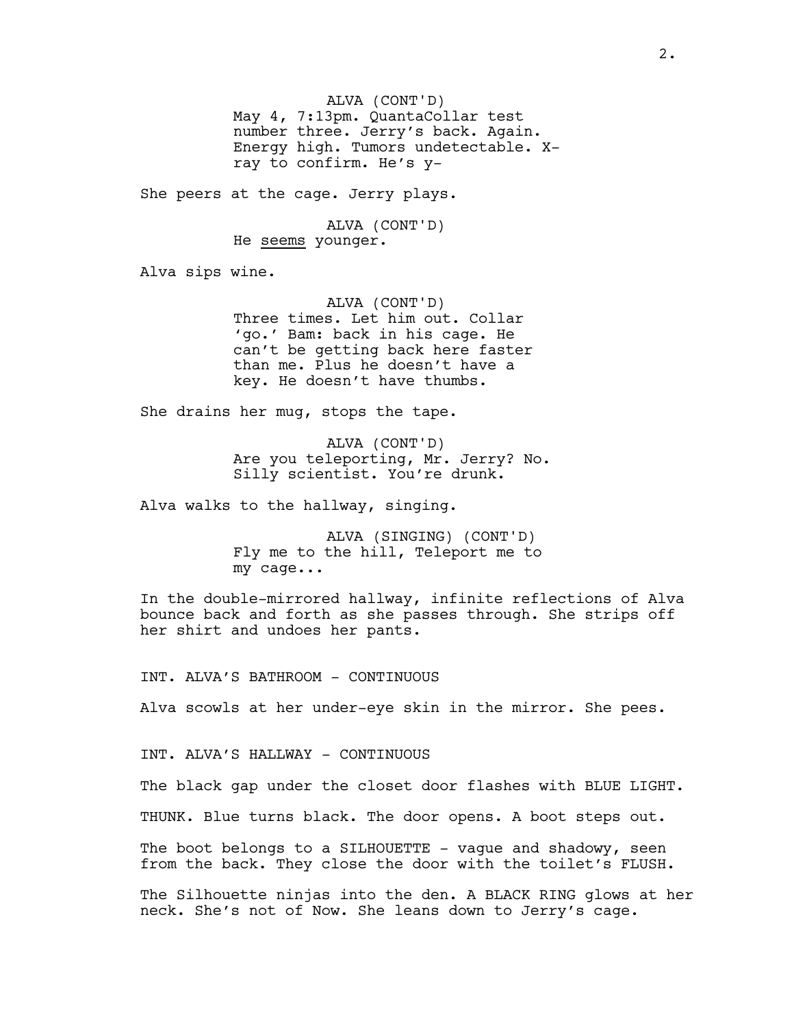ALVA (CONT'D)
May 4, 7:13pm. QuantaCollar test number three. Jerry's back. Again. Energy high. Tumors undetectable. X-ray to confirm. He's y-

She peers at the cage. Jerry plays.

ALVA (CONT'D)
He <u>seems</u> younger.

Alva sips wine.

ALVA (CONT'D)
Three times. Let him out. Collar 'go.' Bam: back in his cage. He can't be getting back here faster than me. Plus he doesn't have a key. He doesn't have thumbs.

She drains her mug, stops the tape.

ALVA (CONT'D)
Are you teleporting, Mr. Jerry? No. Silly scientist. You're drunk.

Alva walks to the hallway, singing.

ALVA (SINGING) (CONT'D)
Fly me to the hill, Teleport me to my cage...

In the double-mirrored hallway, infinite reflections of Alva bounce back and forth as she passes through. She strips off her shirt and undoes her pants.

INT. ALVA'S BATHROOM - CONTINUOUS

Alva scowls at her under-eye skin in the mirror. She pees.

INT. ALVA'S HALLWAY - CONTINUOUS

The black gap under the closet door flashes with BLUE LIGHT.

THUNK. Blue turns black. The door opens. A boot steps out.

The boot belongs to a SILHOUETTE - vague and shadowy, seen from the back. They close the door with the toilet's FLUSH.

The Silhouette ninjas into the den. A BLACK RING glows at her neck. She's not of Now. She leans down to Jerry's cage.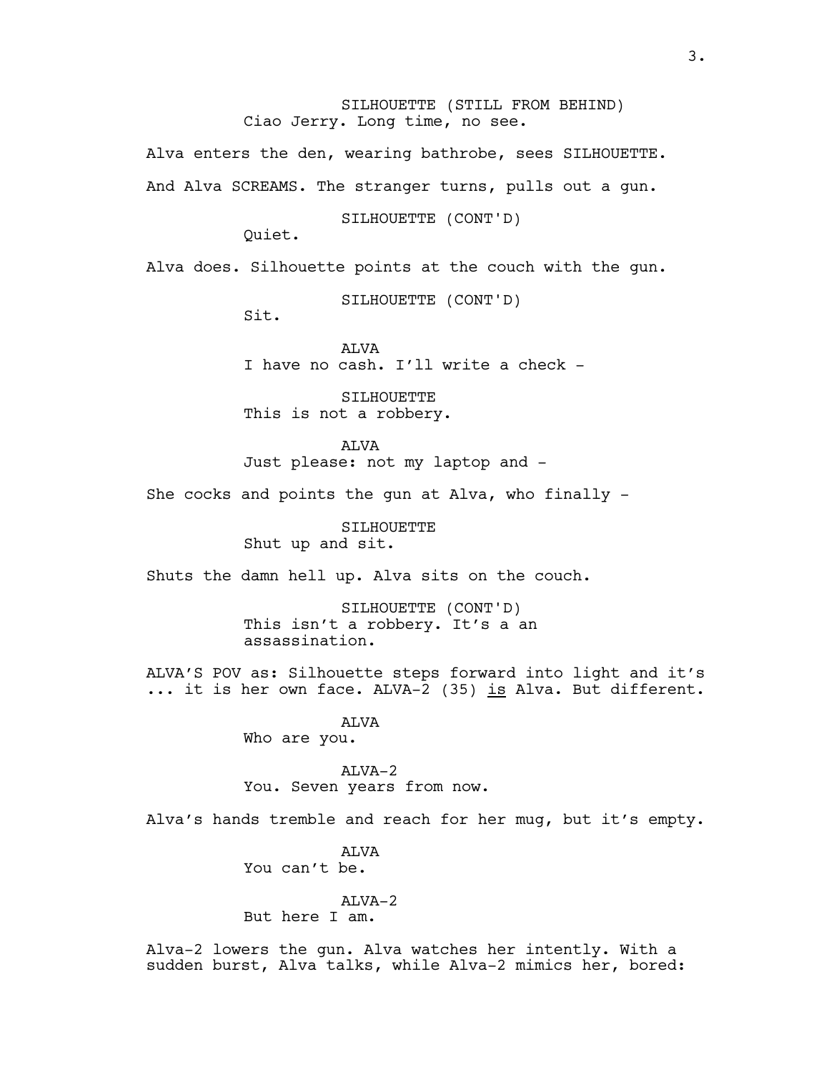SILHOUETTE (STILL FROM BEHIND)
Ciao Jerry. Long time, no see.

Alva enters the den, wearing bathrobe, sees SILHOUETTE.

And Alva SCREAMS. The stranger turns, pulls out a gun.

SILHOUETTE (CONT'D)
Quiet.

Alva does. Silhouette points at the couch with the gun.

SILHOUETTE (CONT'D)
Sit.

ALVA
I have no cash. I'll write a check -

SILHOUETTE
This is not a robbery.

ALVA
Just please: not my laptop and -

She cocks and points the gun at Alva, who finally -

SILHOUETTE
Shut up and sit.

Shuts the damn hell up. Alva sits on the couch.

SILHOUETTE (CONT'D)
This isn't a robbery. It's a an assassination.

ALVA'S POV as: Silhouette steps forward into light and it's ... it is her own face. ALVA-2 (35) <u>is</u> Alva. But different.

ALVA
Who are you.

ALVA-2
You. Seven years from now.

Alva's hands tremble and reach for her mug, but it's empty.

ALVA
You can't be.

ALVA-2
But here I am.

Alva-2 lowers the gun. Alva watches her intently. With a sudden burst, Alva talks, while Alva-2 mimics her, bored: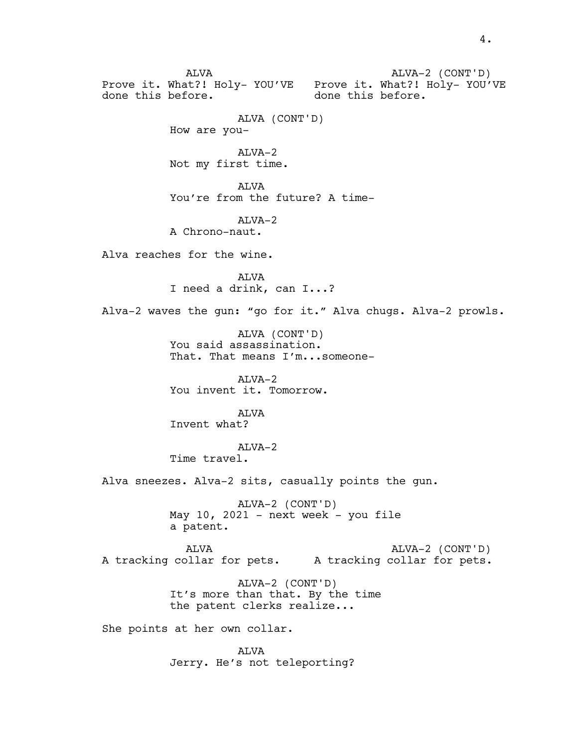ALVA
Prove it. What?! Holy- YOU'VE done this before.

ALVA-2 (CONT'D)
Prove it. What?! Holy- YOU'VE done this before.

ALVA (CONT'D)
How are you-

ALVA-2
Not my first time.

ALVA
You're from the future? A time-

ALVA-2
A Chrono-naut.

Alva reaches for the wine.

ALVA
I need a drink, can I...?

Alva-2 waves the gun: "go for it." Alva chugs. Alva-2 prowls.

ALVA (CONT'D)
You said assassination.
That. That means I'm...someone-

ALVA-2
You invent it. Tomorrow.

ALVA
Invent what?

ALVA-2
Time travel.

Alva sneezes. Alva-2 sits, casually points the gun.

ALVA-2 (CONT'D)
May 10, 2021 - next week - you file a patent.

ALVA
A tracking collar for pets.

ALVA-2 (CONT'D)
A tracking collar for pets.

ALVA-2 (CONT'D)
It's more than that. By the time the patent clerks realize...

She points at her own collar.

ALVA
Jerry. He's not teleporting?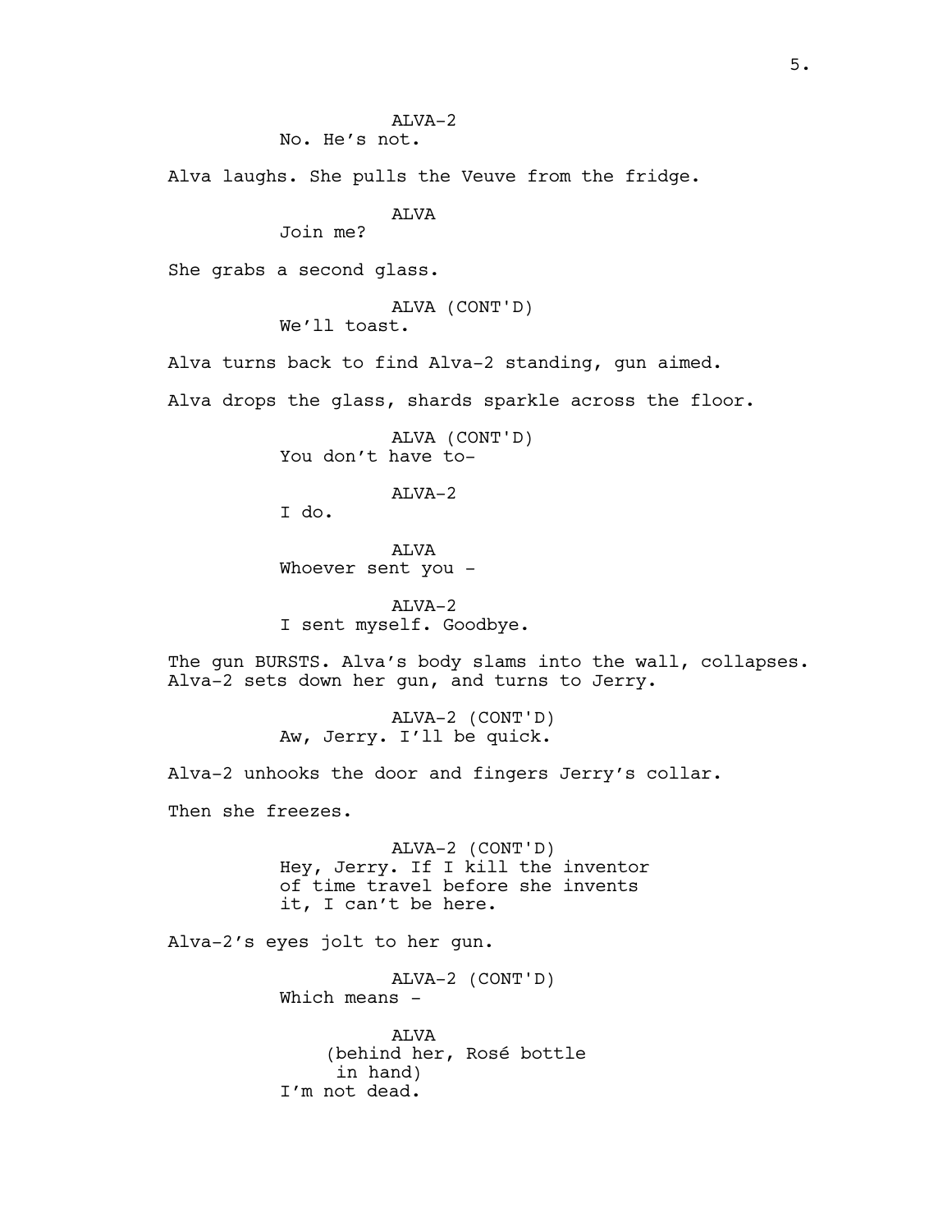ALVA-2
No. He's not.

Alva laughs. She pulls the Veuve from the fridge.

ALVA
Join me?

She grabs a second glass.

ALVA (CONT'D)
We'll toast.

Alva turns back to find Alva-2 standing, gun aimed.

Alva drops the glass, shards sparkle across the floor.

ALVA (CONT'D)
You don't have to-

ALVA-2
I do.

ALVA
Whoever sent you -

ALVA-2
I sent myself. Goodbye.

The gun BURSTS. Alva's body slams into the wall, collapses. Alva-2 sets down her gun, and turns to Jerry.

ALVA-2 (CONT'D)
Aw, Jerry. I'll be quick.

Alva-2 unhooks the door and fingers Jerry's collar.

Then she freezes.

ALVA-2 (CONT'D)
Hey, Jerry. If I kill the inventor of time travel before she invents it, I can't be here.

Alva-2's eyes jolt to her gun.

ALVA-2 (CONT'D)
Which means -

ALVA
(behind her, Rosé bottle in hand)
I'm not dead.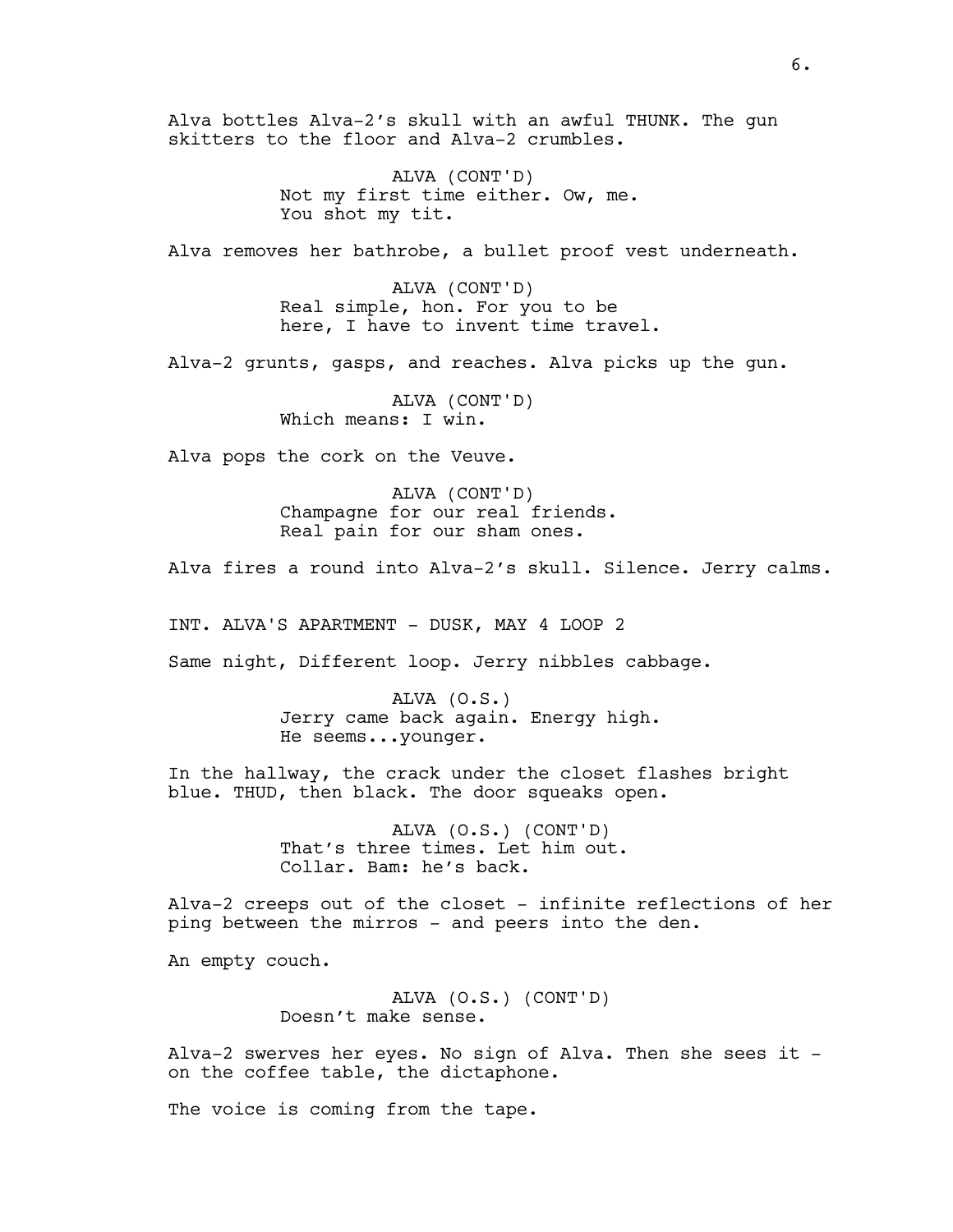Alva bottles Alva-2's skull with an awful THUNK. The gun skitters to the floor and Alva-2 crumbles.

ALVA (CONT'D)
Not my first time either. Ow, me. You shot my tit.

Alva removes her bathrobe, a bullet proof vest underneath.

ALVA (CONT'D)
Real simple, hon. For you to be here, I have to invent time travel.

Alva-2 grunts, gasps, and reaches. Alva picks up the gun.

ALVA (CONT'D)
Which means: I win.

Alva pops the cork on the Veuve.

ALVA (CONT'D)
Champagne for our real friends. Real pain for our sham ones.

Alva fires a round into Alva-2's skull. Silence. Jerry calms.

INT. ALVA'S APARTMENT - DUSK, MAY 4 LOOP 2

Same night, Different loop. Jerry nibbles cabbage.

ALVA (O.S.)
Jerry came back again. Energy high. He seems...younger.

In the hallway, the crack under the closet flashes bright blue. THUD, then black. The door squeaks open.

ALVA (O.S.) (CONT'D)
That's three times. Let him out. Collar. Bam: he's back.

Alva-2 creeps out of the closet - infinite reflections of her ping between the mirros - and peers into the den.

An empty couch.

ALVA (O.S.) (CONT'D)
Doesn't make sense.

Alva-2 swerves her eyes. No sign of Alva. Then she sees it - on the coffee table, the dictaphone.

The voice is coming from the tape.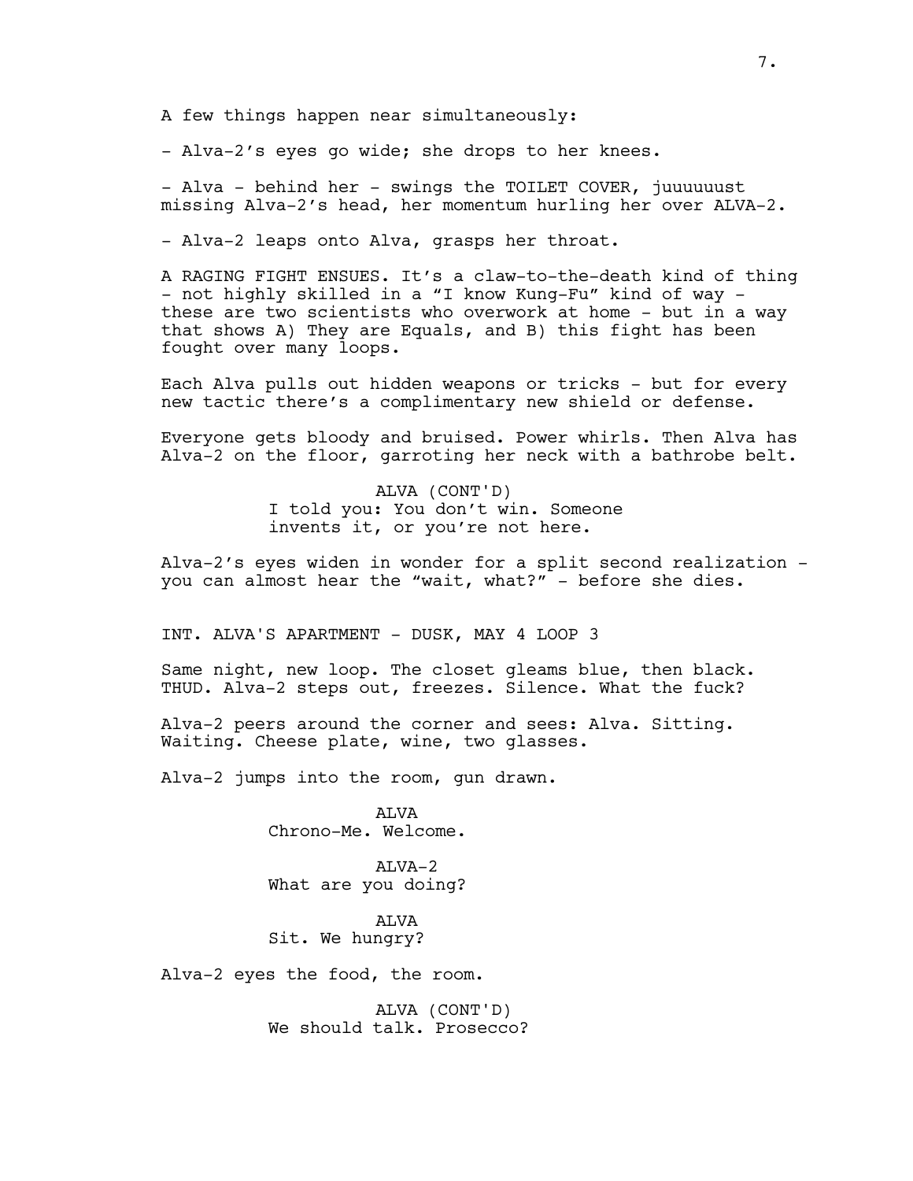A few things happen near simultaneously:

- Alva-2's eyes go wide; she drops to her knees.

- Alva - behind her - swings the TOILET COVER, juuuuuust missing Alva-2's head, her momentum hurling her over ALVA-2.

- Alva-2 leaps onto Alva, grasps her throat.

A RAGING FIGHT ENSUES. It's a claw-to-the-death kind of thing - not highly skilled in a "I know Kung-Fu" kind of way - these are two scientists who overwork at home - but in a way that shows A) They are Equals, and B) this fight has been fought over many loops.

Each Alva pulls out hidden weapons or tricks - but for every new tactic there's a complimentary new shield or defense.

Everyone gets bloody and bruised. Power whirls. Then Alva has Alva-2 on the floor, garroting her neck with a bathrobe belt.

ALVA (CONT'D)
I told you: You don't win. Someone invents it, or you're not here.

Alva-2's eyes widen in wonder for a split second realization - you can almost hear the "wait, what?" - before she dies.

INT. ALVA'S APARTMENT - DUSK, MAY 4 LOOP 3

Same night, new loop. The closet gleams blue, then black. THUD. Alva-2 steps out, freezes. Silence. What the fuck?

Alva-2 peers around the corner and sees: Alva. Sitting. Waiting. Cheese plate, wine, two glasses.

Alva-2 jumps into the room, gun drawn.

ALVA
Chrono-Me. Welcome.

ALVA-2
What are you doing?

ALVA
Sit. We hungry?

Alva-2 eyes the food, the room.

ALVA (CONT'D)
We should talk. Prosecco?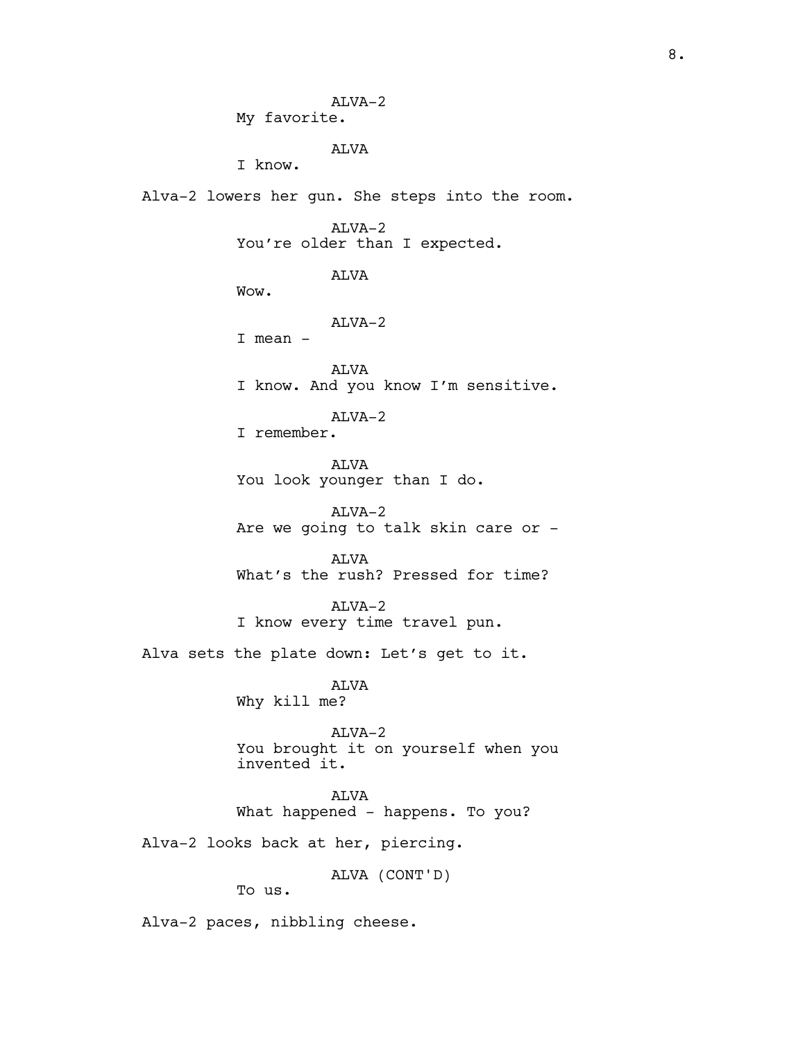ALVA-2
My favorite.

ALVA
I know.

Alva-2 lowers her gun. She steps into the room.

ALVA-2
You're older than I expected.

ALVA
Wow.

ALVA-2
I mean -

ALVA
I know. And you know I'm sensitive.

ALVA-2
I remember.

ALVA
You look younger than I do.

ALVA-2
Are we going to talk skin care or -

ALVA
What's the rush? Pressed for time?

ALVA-2
I know every time travel pun.

Alva sets the plate down: Let's get to it.

ALVA
Why kill me?

ALVA-2
You brought it on yourself when you invented it.

ALVA
What happened - happens. To you?

Alva-2 looks back at her, piercing.

ALVA (CONT'D)
To us.

Alva-2 paces, nibbling cheese.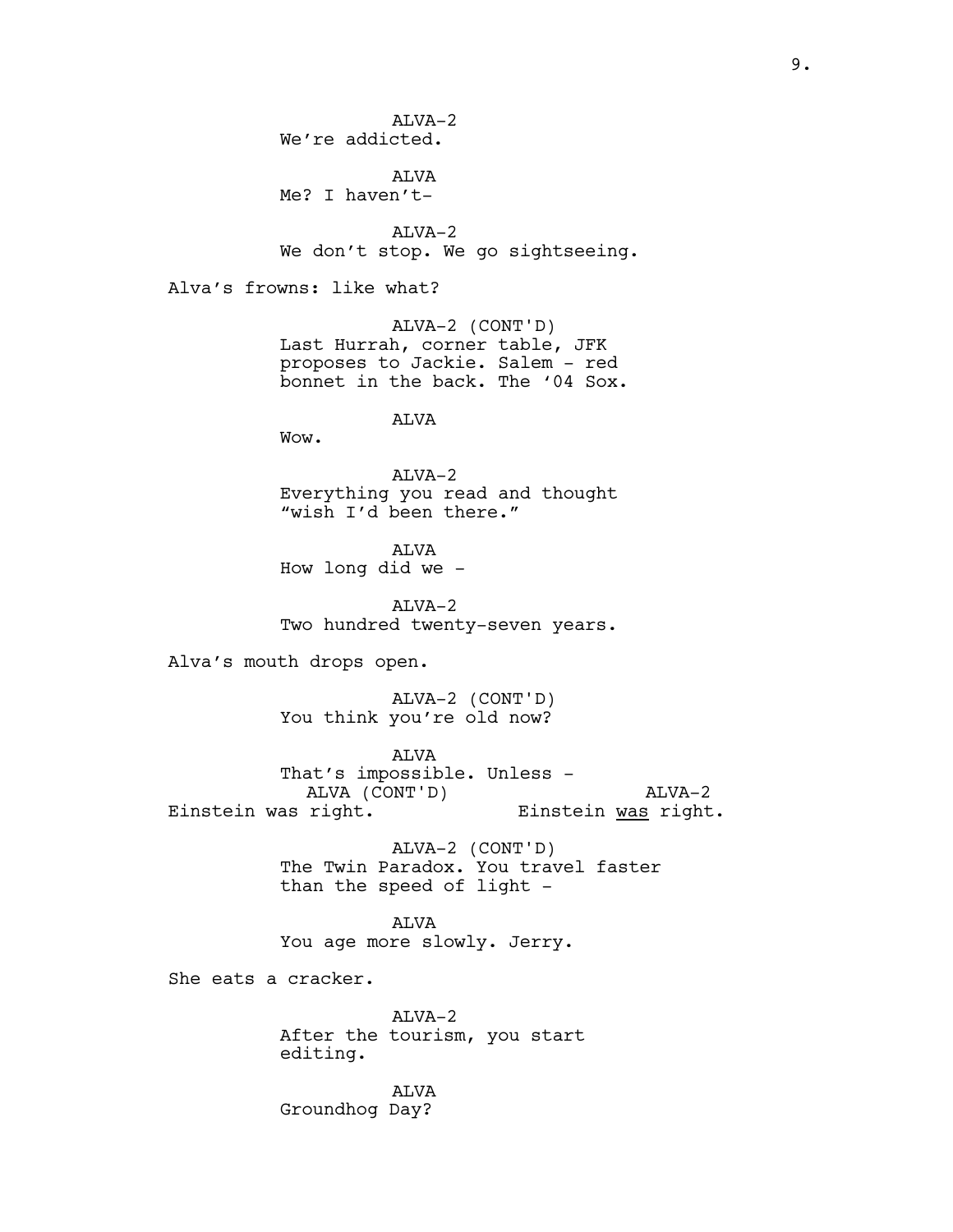ALVA-2
We're addicted.

ALVA
Me? I haven't-

ALVA-2
We don't stop. We go sightseeing.

Alva's frowns: like what?

ALVA-2 (CONT'D)
Last Hurrah, corner table, JFK proposes to Jackie. Salem - red bonnet in the back. The '04 Sox.

ALVA
Wow.

ALVA-2
Everything you read and thought "wish I'd been there."

ALVA
How long did we -

ALVA-2
Two hundred twenty-seven years.

Alva's mouth drops open.

ALVA-2 (CONT'D)
You think you're old now?

ALVA
That's impossible. Unless -

ALVA (CONT'D)
Einstein was right.

ALVA-2
Einstein <u>was</u> right.

ALVA-2 (CONT'D)
The Twin Paradox. You travel faster than the speed of light -

ALVA
You age more slowly. Jerry.

She eats a cracker.

ALVA-2
After the tourism, you start editing.

ALVA
Groundhog Day?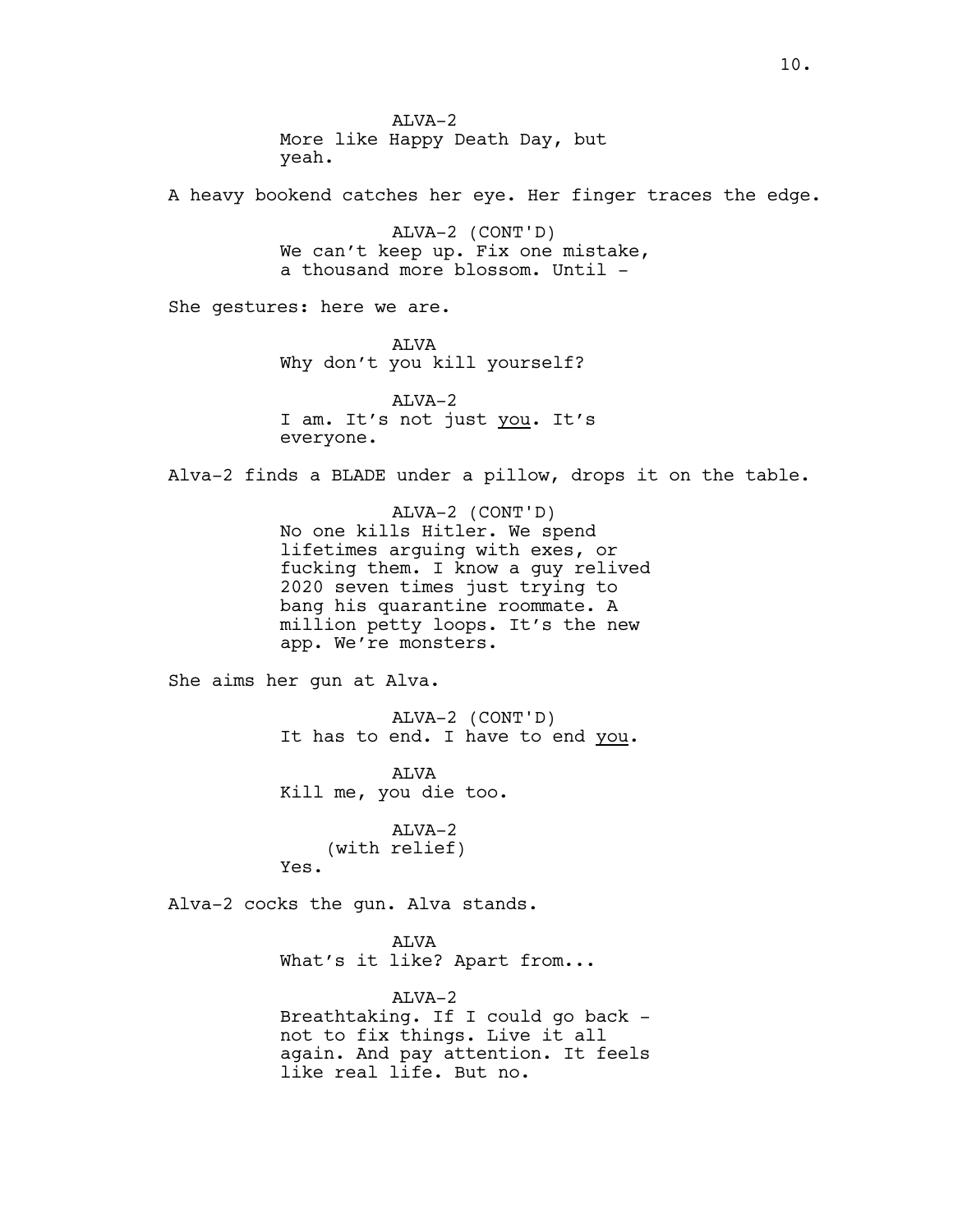ALVA-2
More like Happy Death Day, but yeah.

A heavy bookend catches her eye. Her finger traces the edge.

ALVA-2 (CONT'D)
We can't keep up. Fix one mistake, a thousand more blossom. Until -

She gestures: here we are.

ALVA
Why don't you kill yourself?

ALVA-2
I am. It's not just <u>you</u>. It's everyone.

Alva-2 finds a BLADE under a pillow, drops it on the table.

ALVA-2 (CONT'D)
No one kills Hitler. We spend lifetimes arguing with exes, or fucking them. I know a guy relived 2020 seven times just trying to bang his quarantine roommate. A million petty loops. It's the new app. We're monsters.

She aims her gun at Alva.

ALVA-2 (CONT'D)
It has to end. I have to end <u>you</u>.

ALVA
Kill me, you die too.

ALVA-2
(with relief)
Yes.

Alva-2 cocks the gun. Alva stands.

ALVA
What's it like? Apart from...

ALVA-2
Breathtaking. If I could go back - not to fix things. Live it all again. And pay attention. It feels like real life. But no.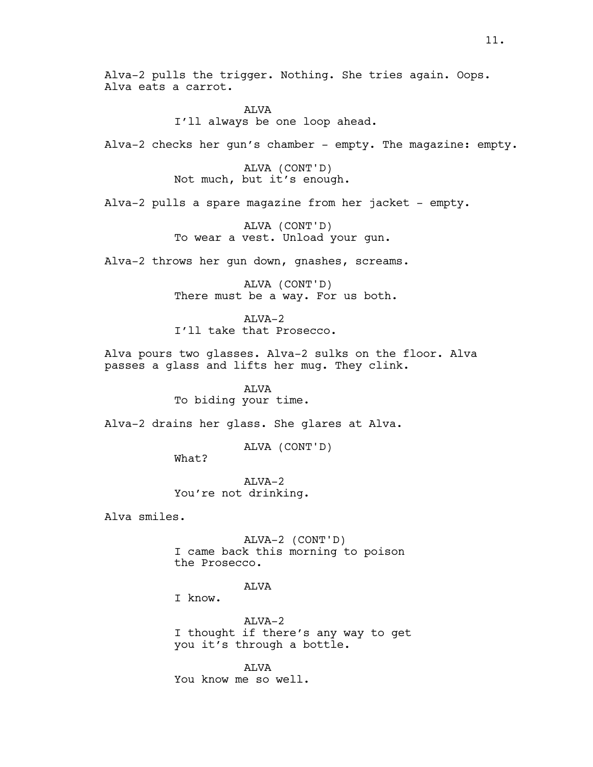Alva-2 pulls the trigger. Nothing. She tries again. Oops. Alva eats a carrot.

ALVA
I'll always be one loop ahead.

Alva-2 checks her gun's chamber - empty. The magazine: empty.

ALVA (CONT'D)
Not much, but it's enough.

Alva-2 pulls a spare magazine from her jacket - empty.

ALVA (CONT'D)
To wear a vest. Unload your gun.

Alva-2 throws her gun down, gnashes, screams.

ALVA (CONT'D)
There must be a way. For us both.

ALVA-2
I'll take that Prosecco.

Alva pours two glasses. Alva-2 sulks on the floor. Alva passes a glass and lifts her mug. They clink.

ALVA
To biding your time.

Alva-2 drains her glass. She glares at Alva.

ALVA (CONT'D)
What?

ALVA-2
You're not drinking.

Alva smiles.

ALVA-2 (CONT'D)
I came back this morning to poison the Prosecco.

ALVA
I know.

ALVA-2
I thought if there's any way to get you it's through a bottle.

ALVA
You know me so well.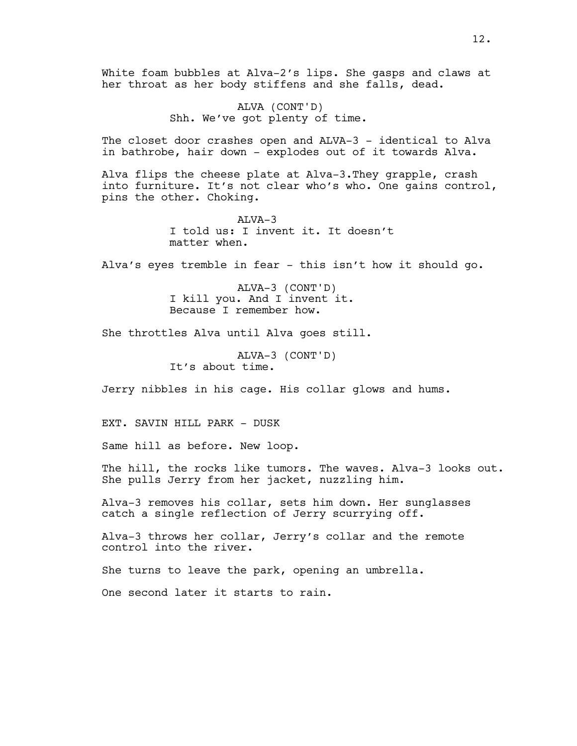White foam bubbles at Alva-2's lips. She gasps and claws at her throat as her body stiffens and she falls, dead.

ALVA (CONT'D)
Shh. We've got plenty of time.

The closet door crashes open and ALVA-3 - identical to Alva in bathrobe, hair down - explodes out of it towards Alva.

Alva flips the cheese plate at Alva-3.They grapple, crash into furniture. It's not clear who's who. One gains control, pins the other. Choking.

ALVA-3
I told us: I invent it. It doesn't matter when.

Alva's eyes tremble in fear - this isn't how it should go.

ALVA-3 (CONT'D)
I kill you. And I invent it. Because I remember how.

She throttles Alva until Alva goes still.

ALVA-3 (CONT'D)
It's about time.

Jerry nibbles in his cage. His collar glows and hums.

EXT. SAVIN HILL PARK - DUSK

Same hill as before. New loop.

The hill, the rocks like tumors. The waves. Alva-3 looks out. She pulls Jerry from her jacket, nuzzling him.

Alva-3 removes his collar, sets him down. Her sunglasses catch a single reflection of Jerry scurrying off.

Alva-3 throws her collar, Jerry's collar and the remote control into the river.

She turns to leave the park, opening an umbrella.

One second later it starts to rain.